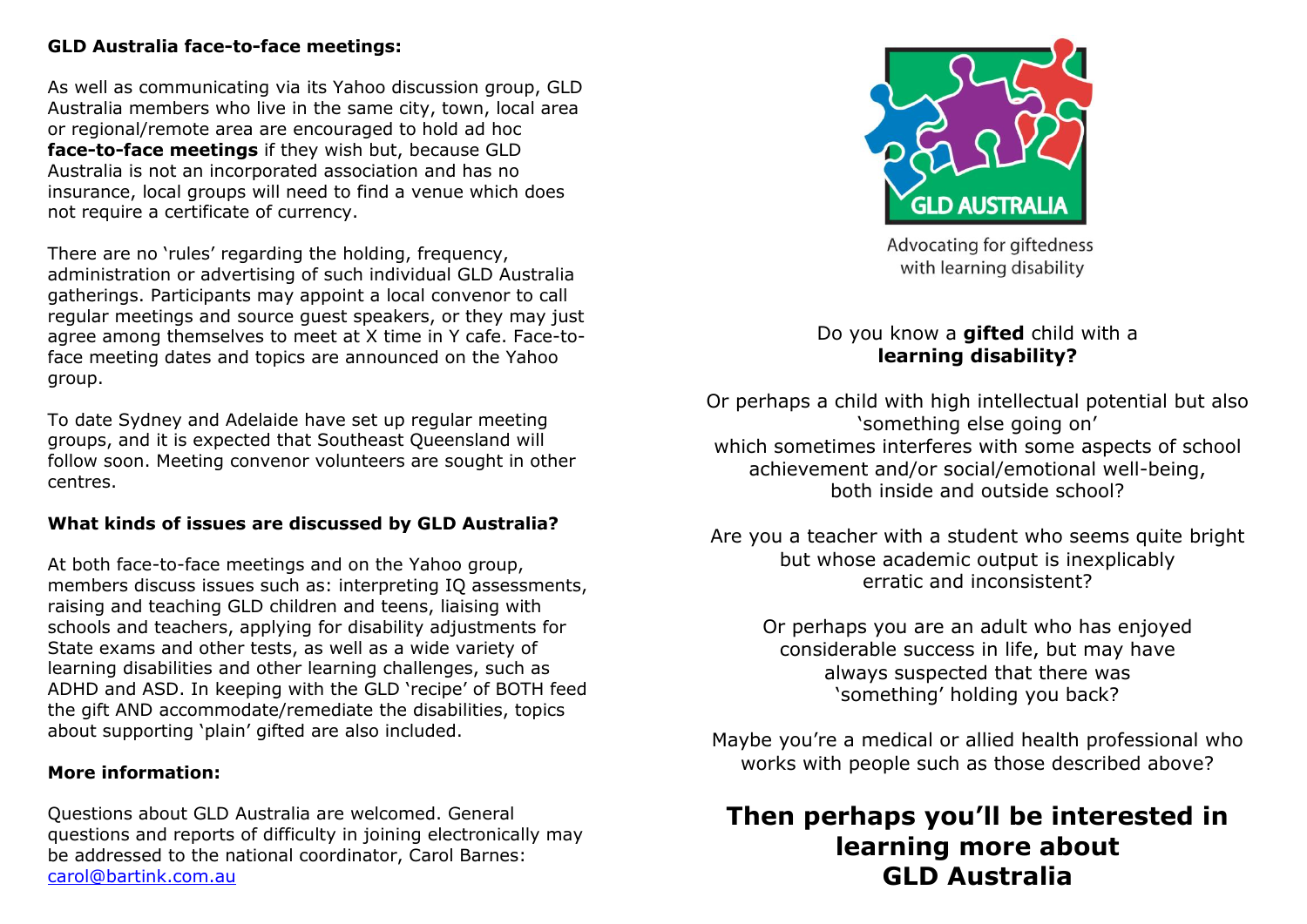**GLD Australia face-to-face meetings:**

As well as communicating via its Yahoo discussion group, GLD Australia members who live in the same city, town, local area or regional/remote area are encouraged to hold ad hoc **face-to-face meetings** if they wish but, because GLD Australia is not an incorporated association and has no insurance, local groups will need to find a venue which does not require a certificate of currency.

There are no 'rules' regarding the holding, frequency, administration or advertising of such individual GLD Australia gatherings. Participants may appoint a local convenor to call regular meetings and source guest speakers, or they may just agree among themselves to meet at X time in Y cafe. Face-to-face meeting dates and topics are announced on the Yahoo group.

To date Sydney and Adelaide have set up regular meeting groups, and it is expected that Southeast Queensland will follow soon. Meeting convenor volunteers are sought in other centres.

**What kinds of issues are discussed by GLD Australia?**

At both face-to-face meetings and on the Yahoo group, members discuss issues such as: interpreting IQ assessments, raising and teaching GLD children and teens, liaising with schools and teachers, applying for disability adjustments for State exams and other tests, as well as a wide variety of learning disabilities and other learning challenges, such as ADHD and ASD. In keeping with the GLD 'recipe' of BOTH feed the gift AND accommodate/remediate the disabilities, topics about supporting 'plain' gifted are also included.

**More information:**

Questions about GLD Australia are welcomed. General questions and reports of difficulty in joining electronically may be addressed to the national coordinator, Carol Barnes: carol@bartink.com.au

GLD AUSTRALIA

Advocating for giftedness with learning disability

Do you know a **gifted** child with a **learning disability?**

Or perhaps a child with high intellectual potential but also 'something else going on' which sometimes interferes with some aspects of school achievement and/or social/emotional well-being, both inside and outside school?

Are you a teacher with a student who seems quite bright but whose academic output is inexplicably erratic and inconsistent?

Or perhaps you are an adult who has enjoyed considerable success in life, but may have always suspected that there was 'something' holding you back?

Maybe you're a medical or allied health professional who works with people such as those described above?

## Then perhaps you'll be interested in learning more about GLD Australia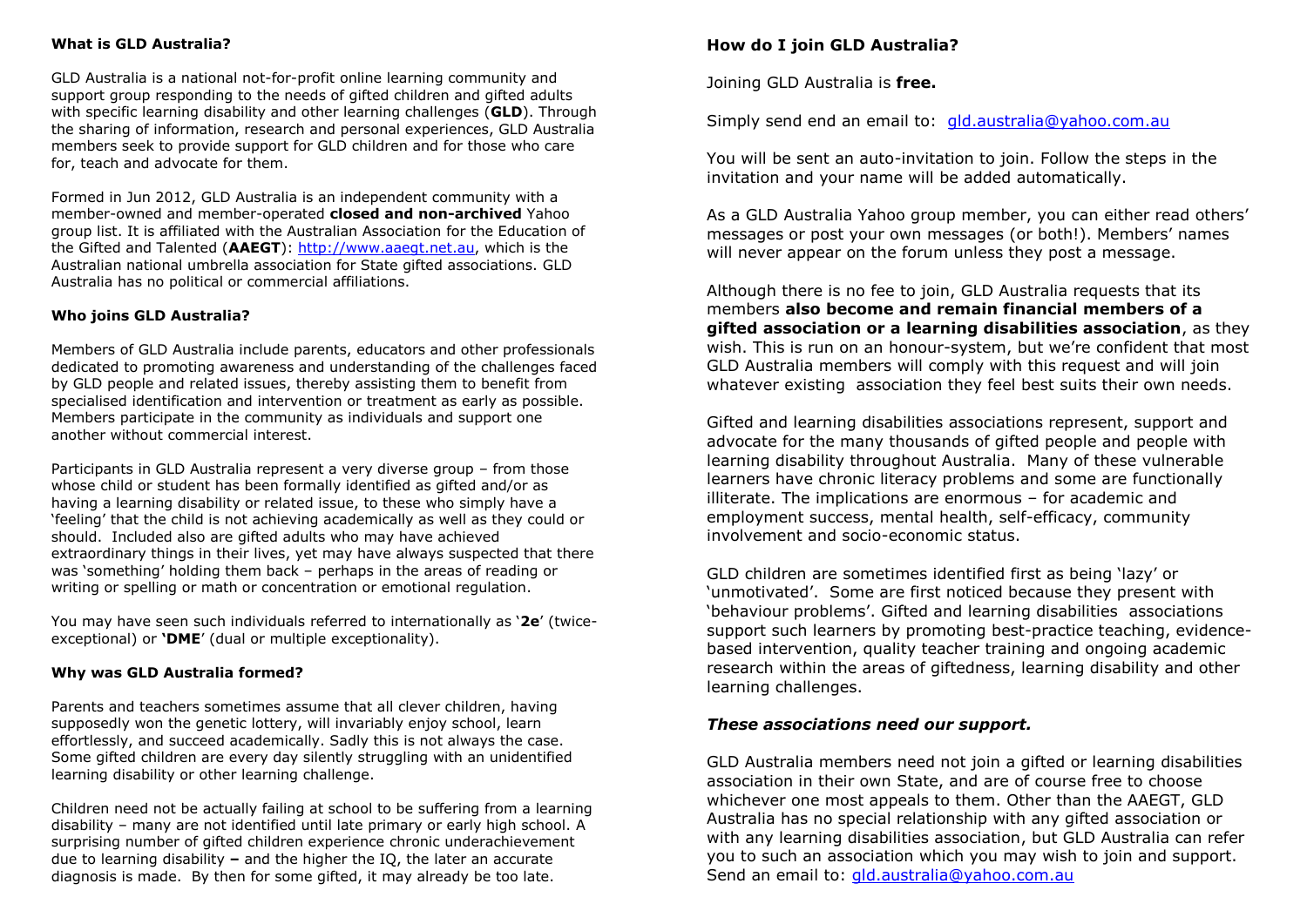### What is GLD Australia?

GLD Australia is a national not-for-profit online learning community and support group responding to the needs of gifted children and gifted adults with specific learning disability and other learning challenges (**GLD**). Through the sharing of information, research and personal experiences, GLD Australia members seek to provide support for GLD children and for those who care for, teach and advocate for them.

Formed in Jun 2012, GLD Australia is an independent community with a member-owned and member-operated **closed and non-archived** Yahoo group list. It is affiliated with the Australian Association for the Education of the Gifted and Talented (**AAEGT**): http://www.aaegt.net.au, which is the Australian national umbrella association for State gifted associations. GLD Australia has no political or commercial affiliations.

### Who joins GLD Australia?

Members of GLD Australia include parents, educators and other professionals dedicated to promoting awareness and understanding of the challenges faced by GLD people and related issues, thereby assisting them to benefit from specialised identification and intervention or treatment as early as possible. Members participate in the community as individuals and support one another without commercial interest.

Participants in GLD Australia represent a very diverse group – from those whose child or student has been formally identified as gifted and/or as having a learning disability or related issue, to these who simply have a 'feeling' that the child is not achieving academically as well as they could or should. Included also are gifted adults who may have achieved extraordinary things in their lives, yet may have always suspected that there was 'something' holding them back – perhaps in the areas of reading or writing or spelling or math or concentration or emotional regulation.

You may have seen such individuals referred to internationally as '**2e**' (twice-exceptional) or **'DME**' (dual or multiple exceptionality).

### Why was GLD Australia formed?

Parents and teachers sometimes assume that all clever children, having supposedly won the genetic lottery, will invariably enjoy school, learn effortlessly, and succeed academically. Sadly this is not always the case. Some gifted children are every day silently struggling with an unidentified learning disability or other learning challenge.

Children need not be actually failing at school to be suffering from a learning disability – many are not identified until late primary or early high school. A surprising number of gifted children experience chronic underachievement due to learning disability **–** and the higher the IQ, the later an accurate diagnosis is made. By then for some gifted, it may already be too late.

### How do I join GLD Australia?

Joining GLD Australia is **free.**

Simply send end an email to: gld.australia@yahoo.com.au

You will be sent an auto-invitation to join. Follow the steps in the invitation and your name will be added automatically.

As a GLD Australia Yahoo group member, you can either read others' messages or post your own messages (or both!). Members' names will never appear on the forum unless they post a message.

Although there is no fee to join, GLD Australia requests that its members **also become and remain financial members of a gifted association or a learning disabilities association**, as they wish. This is run on an honour-system, but we're confident that most GLD Australia members will comply with this request and will join whatever existing association they feel best suits their own needs.

Gifted and learning disabilities associations represent, support and advocate for the many thousands of gifted people and people with learning disability throughout Australia. Many of these vulnerable learners have chronic literacy problems and some are functionally illiterate. The implications are enormous – for academic and employment success, mental health, self-efficacy, community involvement and socio-economic status.

GLD children are sometimes identified first as being 'lazy' or 'unmotivated'. Some are first noticed because they present with 'behaviour problems'. Gifted and learning disabilities associations support such learners by promoting best-practice teaching, evidence-based intervention, quality teacher training and ongoing academic research within the areas of giftedness, learning disability and other learning challenges.

***These associations need our support.***

GLD Australia members need not join a gifted or learning disabilities association in their own State, and are of course free to choose whichever one most appeals to them. Other than the AAEGT, GLD Australia has no special relationship with any gifted association or with any learning disabilities association, but GLD Australia can refer you to such an association which you may wish to join and support. Send an email to: gld.australia@yahoo.com.au